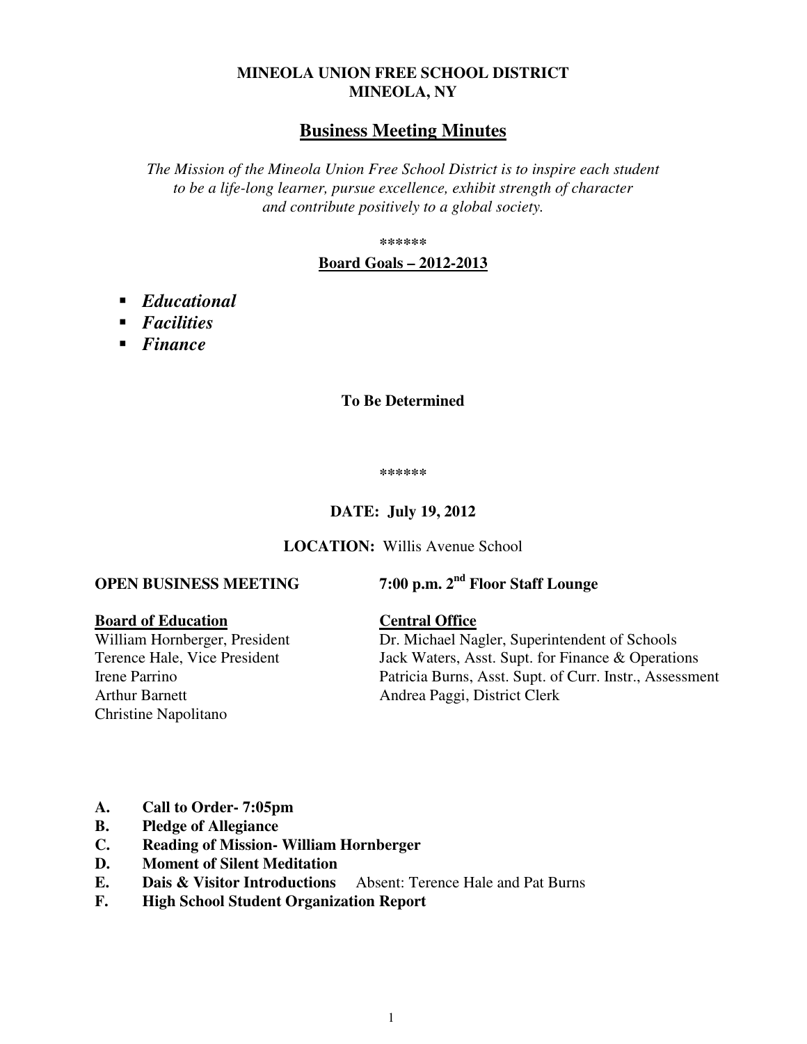**MINEOLA UNION FREE SCHOOL DISTRICT**
**MINEOLA, NY**

# Business Meeting Minutes

*The Mission of the Mineola Union Free School District is to inspire each student to be a life-long learner, pursue excellence, exhibit strength of character and contribute positively to a global society.*

******

**Board Goals – 2012-2013**

- ***Educational***
- ***Facilities***
- ***Finance***

**To Be Determined**

******

**DATE: July 19, 2012**

**LOCATION:** Willis Avenue School

**OPEN BUSINESS MEETING** **7:00 p.m. 2nd Floor Staff Lounge**

**Board of Education**
William Hornberger, President
Terence Hale, Vice President
Irene Parrino
Arthur Barnett
Christine Napolitano

**Central Office**
Dr. Michael Nagler, Superintendent of Schools
Jack Waters, Asst. Supt. for Finance & Operations
Patricia Burns, Asst. Supt. of Curr. Instr., Assessment
Andrea Paggi, District Clerk

**A. Call to Order- 7:05pm**
**B. Pledge of Allegiance**
**C. Reading of Mission- William Hornberger**
**D. Moment of Silent Meditation**
**E. Dais & Visitor Introductions** Absent: Terence Hale and Pat Burns
**F. High School Student Organization Report**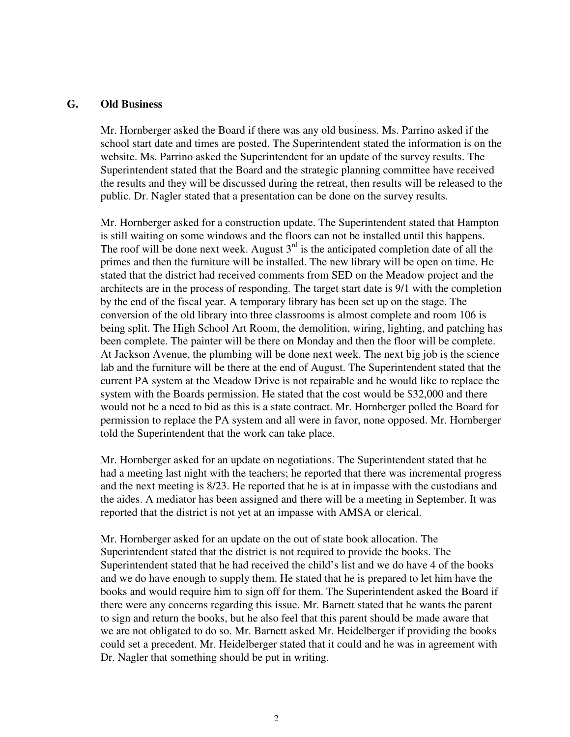## G. Old Business

Mr. Hornberger asked the Board if there was any old business. Ms. Parrino asked if the school start date and times are posted. The Superintendent stated the information is on the website. Ms. Parrino asked the Superintendent for an update of the survey results. The Superintendent stated that the Board and the strategic planning committee have received the results and they will be discussed during the retreat, then results will be released to the public. Dr. Nagler stated that a presentation can be done on the survey results.

Mr. Hornberger asked for a construction update. The Superintendent stated that Hampton is still waiting on some windows and the floors can not be installed until this happens. The roof will be done next week. August 3rd is the anticipated completion date of all the primes and then the furniture will be installed. The new library will be open on time. He stated that the district had received comments from SED on the Meadow project and the architects are in the process of responding. The target start date is 9/1 with the completion by the end of the fiscal year. A temporary library has been set up on the stage. The conversion of the old library into three classrooms is almost complete and room 106 is being split. The High School Art Room, the demolition, wiring, lighting, and patching has been complete. The painter will be there on Monday and then the floor will be complete. At Jackson Avenue, the plumbing will be done next week. The next big job is the science lab and the furniture will be there at the end of August. The Superintendent stated that the current PA system at the Meadow Drive is not repairable and he would like to replace the system with the Boards permission. He stated that the cost would be $32,000 and there would not be a need to bid as this is a state contract. Mr. Hornberger polled the Board for permission to replace the PA system and all were in favor, none opposed. Mr. Hornberger told the Superintendent that the work can take place.

Mr. Hornberger asked for an update on negotiations. The Superintendent stated that he had a meeting last night with the teachers; he reported that there was incremental progress and the next meeting is 8/23. He reported that he is at in impasse with the custodians and the aides. A mediator has been assigned and there will be a meeting in September. It was reported that the district is not yet at an impasse with AMSA or clerical.

Mr. Hornberger asked for an update on the out of state book allocation. The Superintendent stated that the district is not required to provide the books. The Superintendent stated that he had received the child's list and we do have 4 of the books and we do have enough to supply them. He stated that he is prepared to let him have the books and would require him to sign off for them. The Superintendent asked the Board if there were any concerns regarding this issue. Mr. Barnett stated that he wants the parent to sign and return the books, but he also feel that this parent should be made aware that we are not obligated to do so. Mr. Barnett asked Mr. Heidelberger if providing the books could set a precedent. Mr. Heidelberger stated that it could and he was in agreement with Dr. Nagler that something should be put in writing.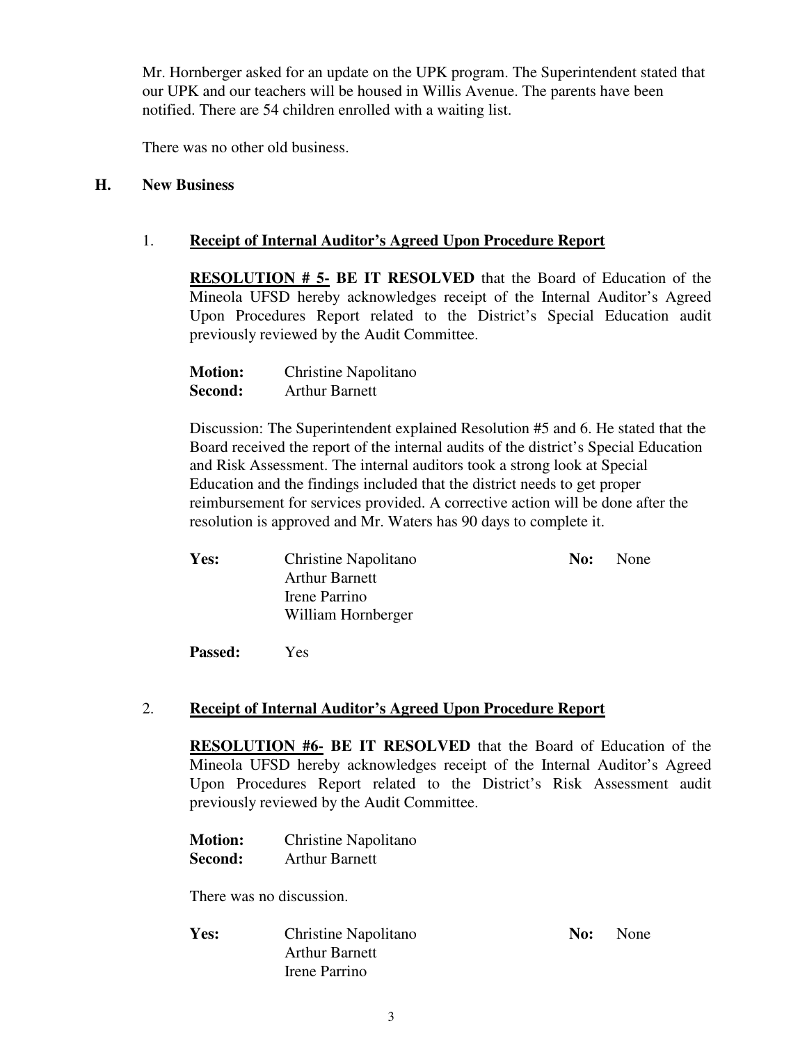Mr. Hornberger asked for an update on the UPK program. The Superintendent stated that our UPK and our teachers will be housed in Willis Avenue. The parents have been notified. There are 54 children enrolled with a waiting list.

There was no other old business.

## H. New Business

### 1. Receipt of Internal Auditor's Agreed Upon Procedure Report

**RESOLUTION # 5- BE IT RESOLVED** that the Board of Education of the Mineola UFSD hereby acknowledges receipt of the Internal Auditor's Agreed Upon Procedures Report related to the District's Special Education audit previously reviewed by the Audit Committee.

**Motion:** Christine Napolitano
**Second:** Arthur Barnett

Discussion: The Superintendent explained Resolution #5 and 6. He stated that the Board received the report of the internal audits of the district's Special Education and Risk Assessment. The internal auditors took a strong look at Special Education and the findings included that the district needs to get proper reimbursement for services provided. A corrective action will be done after the resolution is approved and Mr. Waters has 90 days to complete it.

**Yes:** Christine Napolitano
Arthur Barnett
Irene Parrino
William Hornberger

**No:** None

**Passed:** Yes

### 2. Receipt of Internal Auditor's Agreed Upon Procedure Report

**RESOLUTION #6- BE IT RESOLVED** that the Board of Education of the Mineola UFSD hereby acknowledges receipt of the Internal Auditor's Agreed Upon Procedures Report related to the District's Risk Assessment audit previously reviewed by the Audit Committee.

**Motion:** Christine Napolitano
**Second:** Arthur Barnett

There was no discussion.

**Yes:** Christine Napolitano
Arthur Barnett
Irene Parrino

**No:** None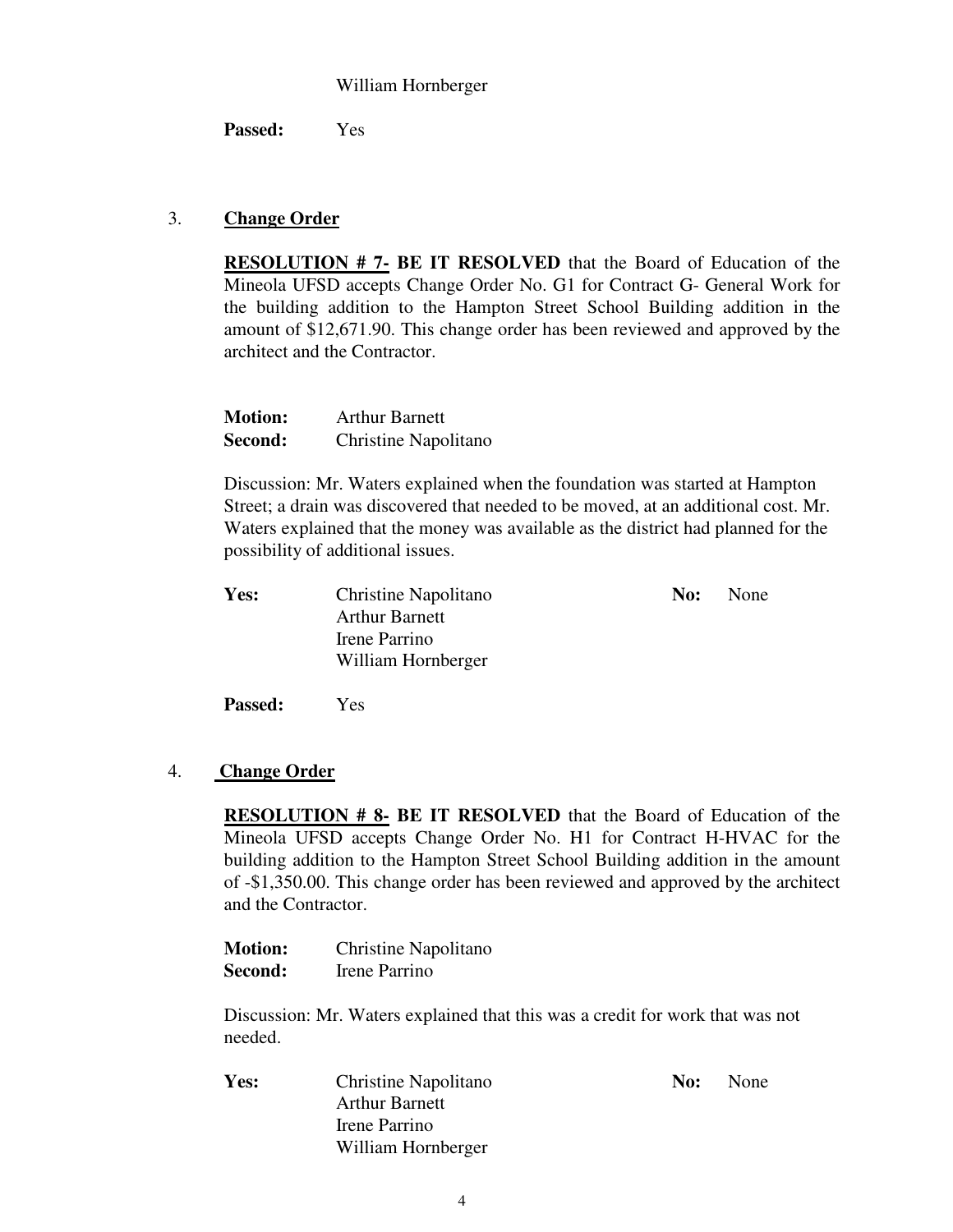William Hornberger

**Passed:** Yes

3. **Change Order**

**RESOLUTION # 7- BE IT RESOLVED** that the Board of Education of the Mineola UFSD accepts Change Order No. G1 for Contract G- General Work for the building addition to the Hampton Street School Building addition in the amount of $12,671.90. This change order has been reviewed and approved by the architect and the Contractor.

**Motion:** Arthur Barnett
**Second:** Christine Napolitano

Discussion: Mr. Waters explained when the foundation was started at Hampton Street; a drain was discovered that needed to be moved, at an additional cost. Mr. Waters explained that the money was available as the district had planned for the possibility of additional issues.

**Yes:** Christine Napolitano
Arthur Barnett
Irene Parrino
William Hornberger

**No:** None

**Passed:** Yes

4. **Change Order**

**RESOLUTION # 8- BE IT RESOLVED** that the Board of Education of the Mineola UFSD accepts Change Order No. H1 for Contract H-HVAC for the building addition to the Hampton Street School Building addition in the amount of -$1,350.00. This change order has been reviewed and approved by the architect and the Contractor.

**Motion:** Christine Napolitano
**Second:** Irene Parrino

Discussion: Mr. Waters explained that this was a credit for work that was not needed.

**Yes:** Christine Napolitano
Arthur Barnett
Irene Parrino
William Hornberger

**No:** None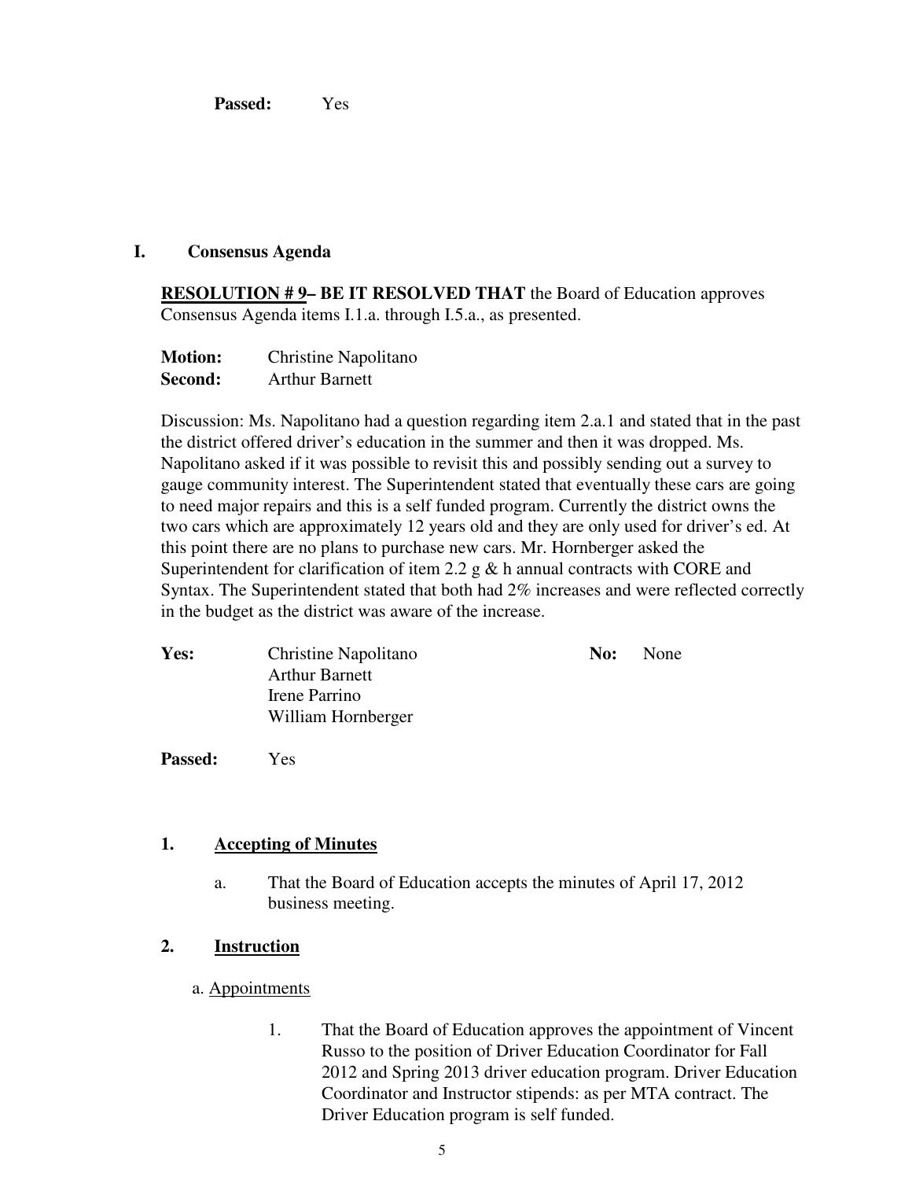**Passed:** Yes

## I. Consensus Agenda

**RESOLUTION # 9– BE IT RESOLVED THAT** the Board of Education approves Consensus Agenda items I.1.a. through I.5.a., as presented.

**Motion:** Christine Napolitano
**Second:** Arthur Barnett

Discussion: Ms. Napolitano had a question regarding item 2.a.1 and stated that in the past the district offered driver's education in the summer and then it was dropped. Ms. Napolitano asked if it was possible to revisit this and possibly sending out a survey to gauge community interest. The Superintendent stated that eventually these cars are going to need major repairs and this is a self funded program. Currently the district owns the two cars which are approximately 12 years old and they are only used for driver's ed. At this point there are no plans to purchase new cars. Mr. Hornberger asked the Superintendent for clarification of item 2.2 g & h annual contracts with CORE and Syntax. The Superintendent stated that both had 2% increases and were reflected correctly in the budget as the district was aware of the increase.

**Yes:** Christine Napolitano, Arthur Barnett, Irene Parrino, William Hornberger

**No:** None

**Passed:** Yes

### 1. Accepting of Minutes

a. That the Board of Education accepts the minutes of April 17, 2012 business meeting.

### 2. Instruction

a. Appointments

1. That the Board of Education approves the appointment of Vincent Russo to the position of Driver Education Coordinator for Fall 2012 and Spring 2013 driver education program. Driver Education Coordinator and Instructor stipends: as per MTA contract. The Driver Education program is self funded.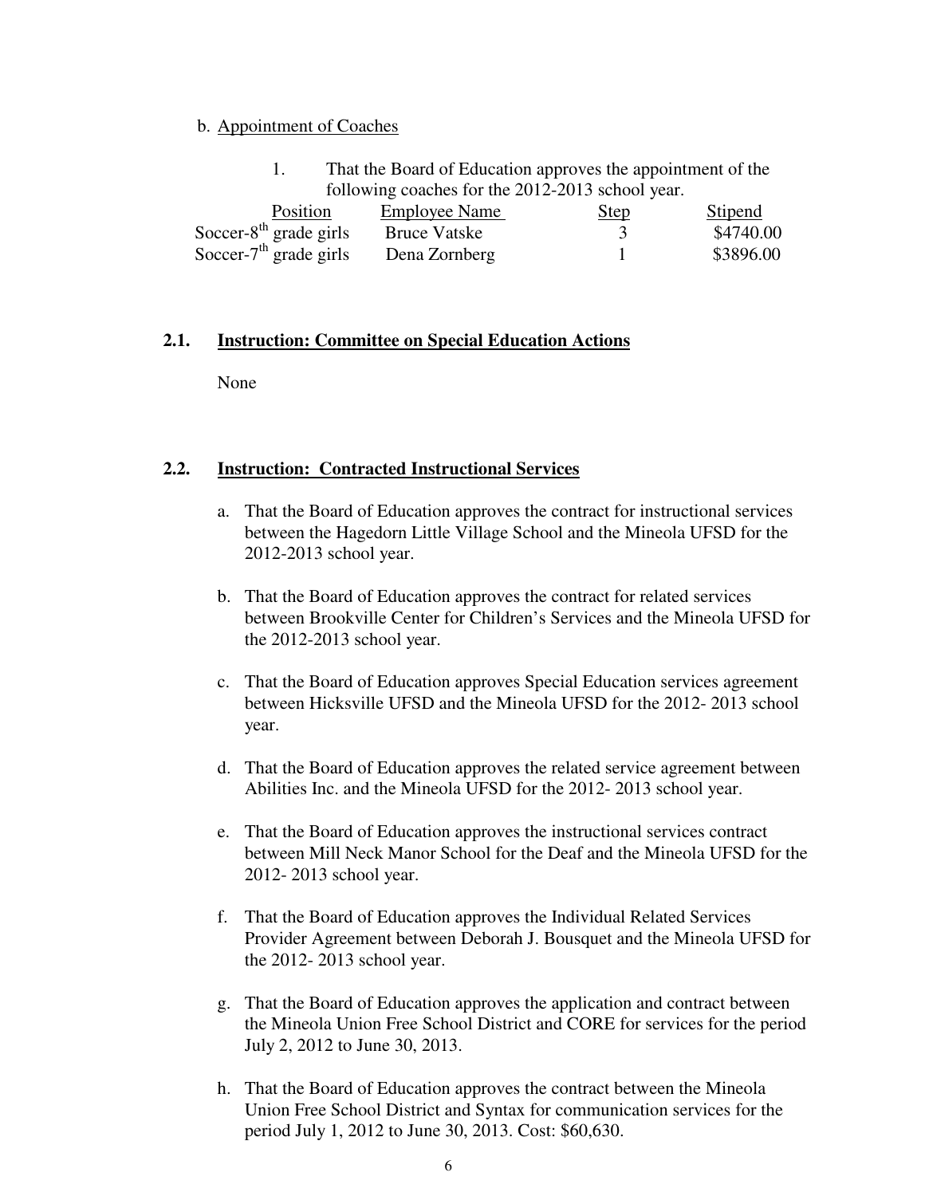b. Appointment of Coaches

1. That the Board of Education approves the appointment of the following coaches for the 2012-2013 school year.

| Position | Employee Name | Step | Stipend |
|---|---|---|---|
| Soccer-8th grade girls | Bruce Vatske | 3 | $4740.00 |
| Soccer-7th grade girls | Dena Zornberg | 1 | $3896.00 |

**2.1. Instruction: Committee on Special Education Actions**

None

**2.2. Instruction: Contracted Instructional Services**

a. That the Board of Education approves the contract for instructional services between the Hagedorn Little Village School and the Mineola UFSD for the 2012-2013 school year.

b. That the Board of Education approves the contract for related services between Brookville Center for Children's Services and the Mineola UFSD for the 2012-2013 school year.

c. That the Board of Education approves Special Education services agreement between Hicksville UFSD and the Mineola UFSD for the 2012- 2013 school year.

d. That the Board of Education approves the related service agreement between Abilities Inc. and the Mineola UFSD for the 2012- 2013 school year.

e. That the Board of Education approves the instructional services contract between Mill Neck Manor School for the Deaf and the Mineola UFSD for the 2012- 2013 school year.

f. That the Board of Education approves the Individual Related Services Provider Agreement between Deborah J. Bousquet and the Mineola UFSD for the 2012- 2013 school year.

g. That the Board of Education approves the application and contract between the Mineola Union Free School District and CORE for services for the period July 2, 2012 to June 30, 2013.

h. That the Board of Education approves the contract between the Mineola Union Free School District and Syntax for communication services for the period July 1, 2012 to June 30, 2013. Cost: $60,630.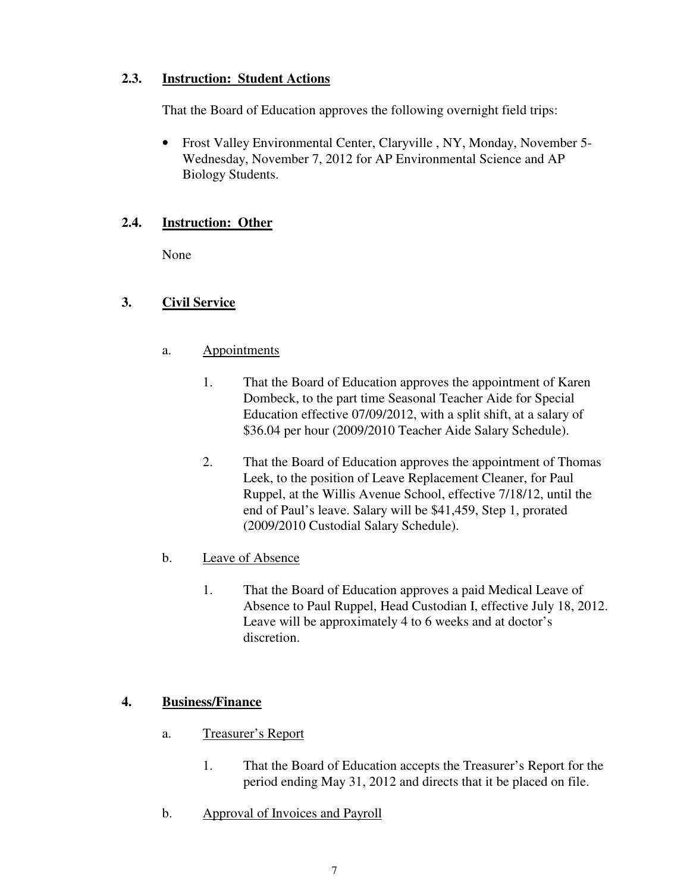### 2.3. Instruction: Student Actions

That the Board of Education approves the following overnight field trips:

- Frost Valley Environmental Center, Claryville , NY, Monday, November 5-Wednesday, November 7, 2012 for AP Environmental Science and AP Biology Students.

### 2.4. Instruction: Other

None

## 3. Civil Service

a. Appointments

1. That the Board of Education approves the appointment of Karen Dombeck, to the part time Seasonal Teacher Aide for Special Education effective 07/09/2012, with a split shift, at a salary of $36.04 per hour (2009/2010 Teacher Aide Salary Schedule).

2. That the Board of Education approves the appointment of Thomas Leek, to the position of Leave Replacement Cleaner, for Paul Ruppel, at the Willis Avenue School, effective 7/18/12, until the end of Paul's leave. Salary will be $41,459, Step 1, prorated (2009/2010 Custodial Salary Schedule).

b. Leave of Absence

1. That the Board of Education approves a paid Medical Leave of Absence to Paul Ruppel, Head Custodian I, effective July 18, 2012. Leave will be approximately 4 to 6 weeks and at doctor's discretion.

## 4. Business/Finance

a. Treasurer's Report

1. That the Board of Education accepts the Treasurer's Report for the period ending May 31, 2012 and directs that it be placed on file.

b. Approval of Invoices and Payroll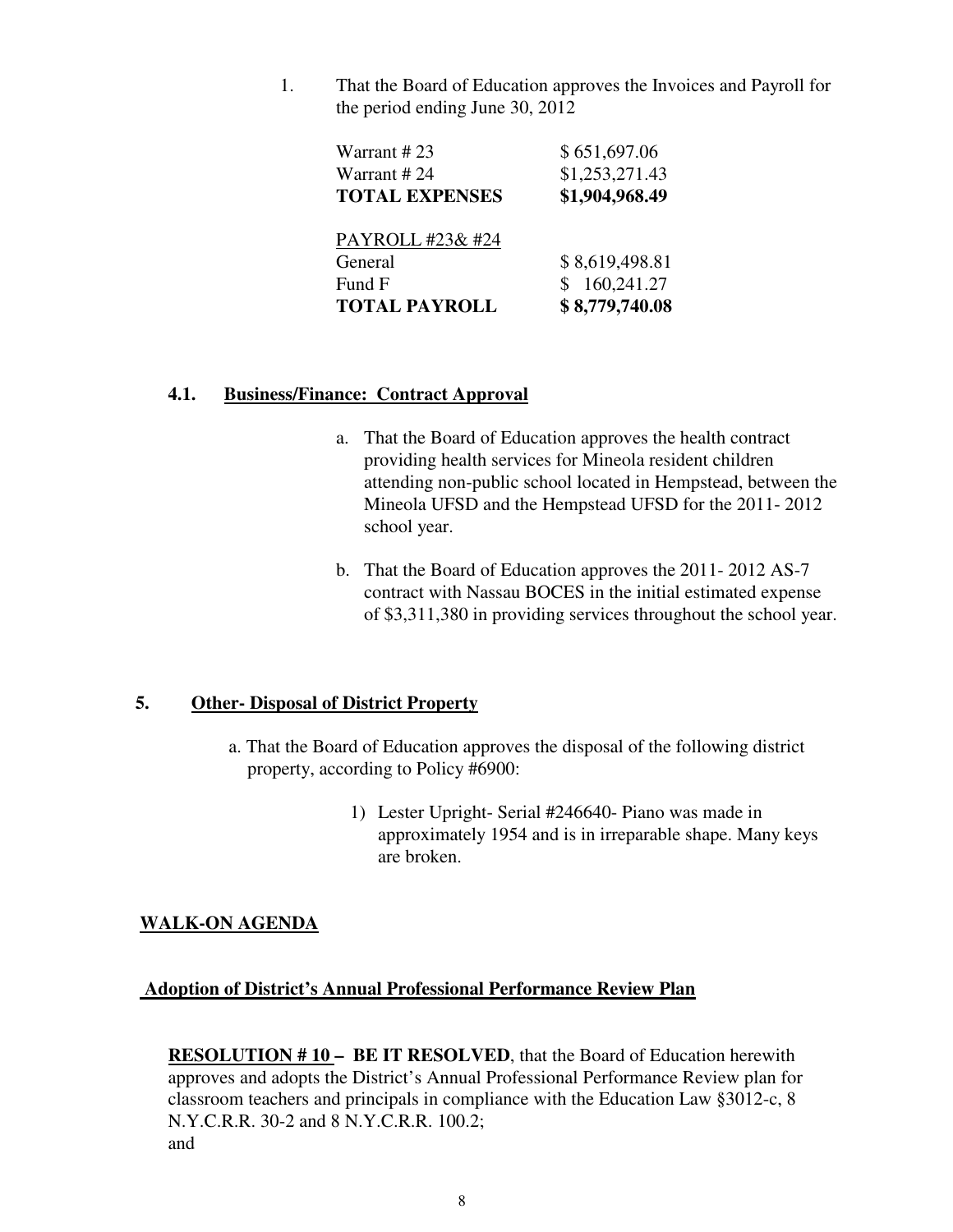1. That the Board of Education approves the Invoices and Payroll for the period ending June 30, 2012

| | |
|---|---|
| Warrant # 23 | $ 651,697.06 |
| Warrant # 24 | $1,253,271.43 |
| **TOTAL EXPENSES** | **$1,904,968.49** |
| | |
| <u>PAYROLL #23& #24</u> | |
| General | $ 8,619,498.81 |
| Fund F | $ 160,241.27 |
| **TOTAL PAYROLL** | **$ 8,779,740.08** |

### 4.1. <u>Business/Finance: Contract Approval</u>

a. That the Board of Education approves the health contract providing health services for Mineola resident children attending non-public school located in Hempstead, between the Mineola UFSD and the Hempstead UFSD for the 2011- 2012 school year.

b. That the Board of Education approves the 2011- 2012 AS-7 contract with Nassau BOCES in the initial estimated expense of $3,311,380 in providing services throughout the school year.

### 5. <u>Other- Disposal of District Property</u>

a. That the Board of Education approves the disposal of the following district property, according to Policy #6900:

1) Lester Upright- Serial #246640- Piano was made in approximately 1954 and is in irreparable shape. Many keys are broken.

## <u>WALK-ON AGENDA</u>

### <u>Adoption of District's Annual Professional Performance Review Plan</u>

**<u>RESOLUTION # 10</u> – BE IT RESOLVED**, that the Board of Education herewith approves and adopts the District's Annual Professional Performance Review plan for classroom teachers and principals in compliance with the Education Law §3012-c, 8 N.Y.C.R.R. 30-2 and 8 N.Y.C.R.R. 100.2;
and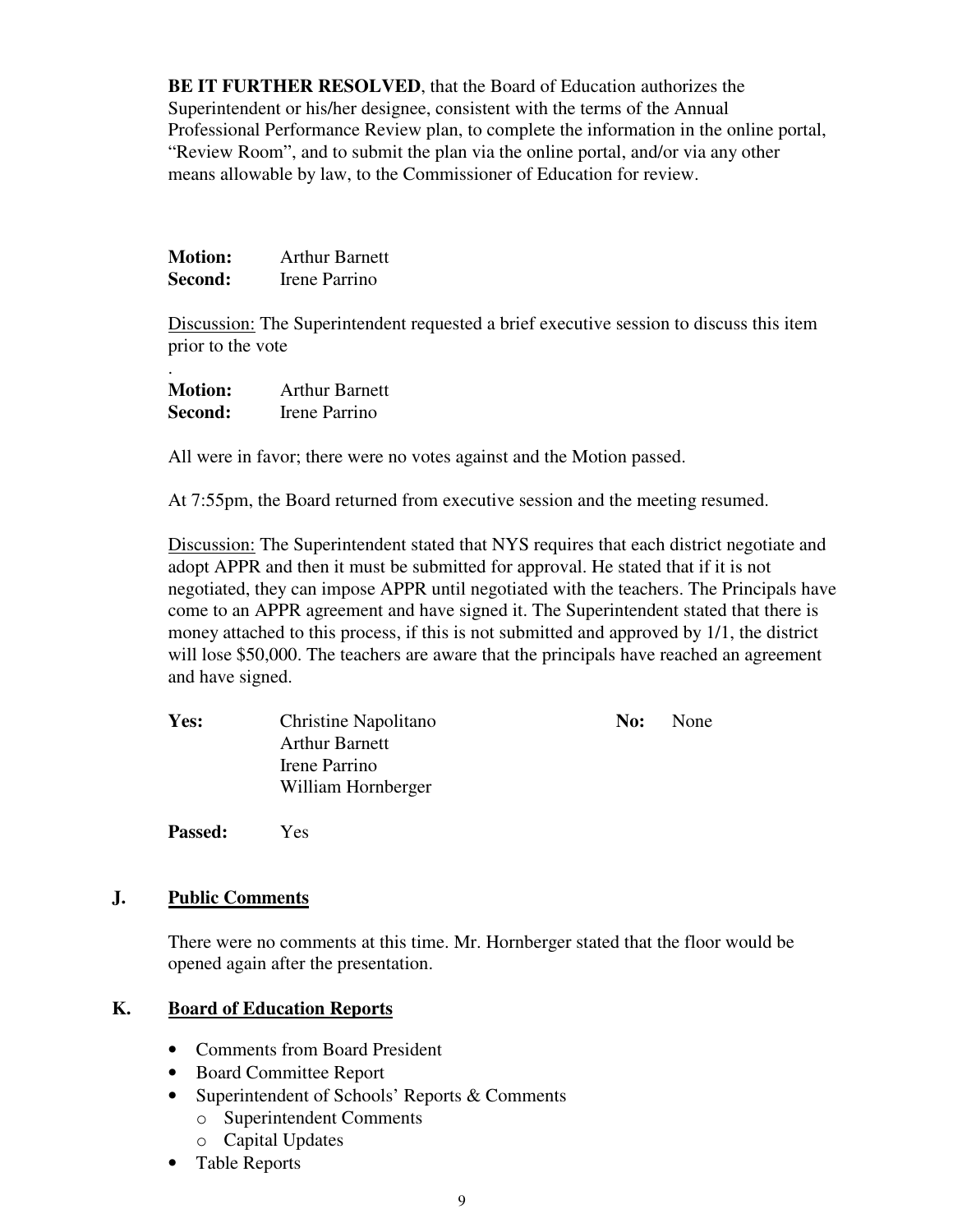**BE IT FURTHER RESOLVED**, that the Board of Education authorizes the Superintendent or his/her designee, consistent with the terms of the Annual Professional Performance Review plan, to complete the information in the online portal, "Review Room", and to submit the plan via the online portal, and/or via any other means allowable by law, to the Commissioner of Education for review.

**Motion:** Arthur Barnett
**Second:** Irene Parrino

Discussion: The Superintendent requested a brief executive session to discuss this item prior to the vote
.
**Motion:** Arthur Barnett
**Second:** Irene Parrino

All were in favor; there were no votes against and the Motion passed.

At 7:55pm, the Board returned from executive session and the meeting resumed.

Discussion: The Superintendent stated that NYS requires that each district negotiate and adopt APPR and then it must be submitted for approval. He stated that if it is not negotiated, they can impose APPR until negotiated with the teachers. The Principals have come to an APPR agreement and have signed it. The Superintendent stated that there is money attached to this process, if this is not submitted and approved by 1/1, the district will lose $50,000. The teachers are aware that the principals have reached an agreement and have signed.

**Yes:** Christine Napolitano
Arthur Barnett
Irene Parrino
William Hornberger

**No:** None

**Passed:** Yes

## J. Public Comments

There were no comments at this time. Mr. Hornberger stated that the floor would be opened again after the presentation.

## K. Board of Education Reports

- Comments from Board President
- Board Committee Report
- Superintendent of Schools' Reports & Comments
  - Superintendent Comments
  - Capital Updates
- Table Reports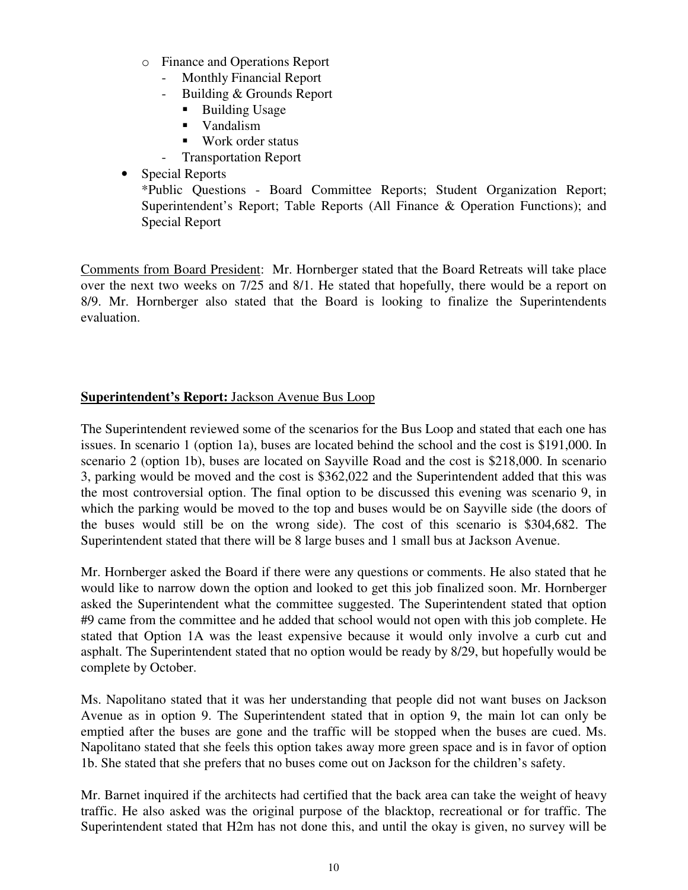- Finance and Operations Report
  - Monthly Financial Report
  - Building & Grounds Report
    - Building Usage
    - Vandalism
    - Work order status
  - Transportation Report
- Special Reports
  *Public Questions - Board Committee Reports; Student Organization Report; Superintendent's Report; Table Reports (All Finance & Operation Functions); and Special Report

Comments from Board President: Mr. Hornberger stated that the Board Retreats will take place over the next two weeks on 7/25 and 8/1. He stated that hopefully, there would be a report on 8/9. Mr. Hornberger also stated that the Board is looking to finalize the Superintendents evaluation.

**Superintendent's Report:** Jackson Avenue Bus Loop

The Superintendent reviewed some of the scenarios for the Bus Loop and stated that each one has issues. In scenario 1 (option 1a), buses are located behind the school and the cost is $191,000. In scenario 2 (option 1b), buses are located on Sayville Road and the cost is $218,000. In scenario 3, parking would be moved and the cost is $362,022 and the Superintendent added that this was the most controversial option. The final option to be discussed this evening was scenario 9, in which the parking would be moved to the top and buses would be on Sayville side (the doors of the buses would still be on the wrong side). The cost of this scenario is $304,682. The Superintendent stated that there will be 8 large buses and 1 small bus at Jackson Avenue.

Mr. Hornberger asked the Board if there were any questions or comments. He also stated that he would like to narrow down the option and looked to get this job finalized soon. Mr. Hornberger asked the Superintendent what the committee suggested. The Superintendent stated that option #9 came from the committee and he added that school would not open with this job complete. He stated that Option 1A was the least expensive because it would only involve a curb cut and asphalt. The Superintendent stated that no option would be ready by 8/29, but hopefully would be complete by October.

Ms. Napolitano stated that it was her understanding that people did not want buses on Jackson Avenue as in option 9. The Superintendent stated that in option 9, the main lot can only be emptied after the buses are gone and the traffic will be stopped when the buses are cued. Ms. Napolitano stated that she feels this option takes away more green space and is in favor of option 1b. She stated that she prefers that no buses come out on Jackson for the children's safety.

Mr. Barnet inquired if the architects had certified that the back area can take the weight of heavy traffic. He also asked was the original purpose of the blacktop, recreational or for traffic. The Superintendent stated that H2m has not done this, and until the okay is given, no survey will be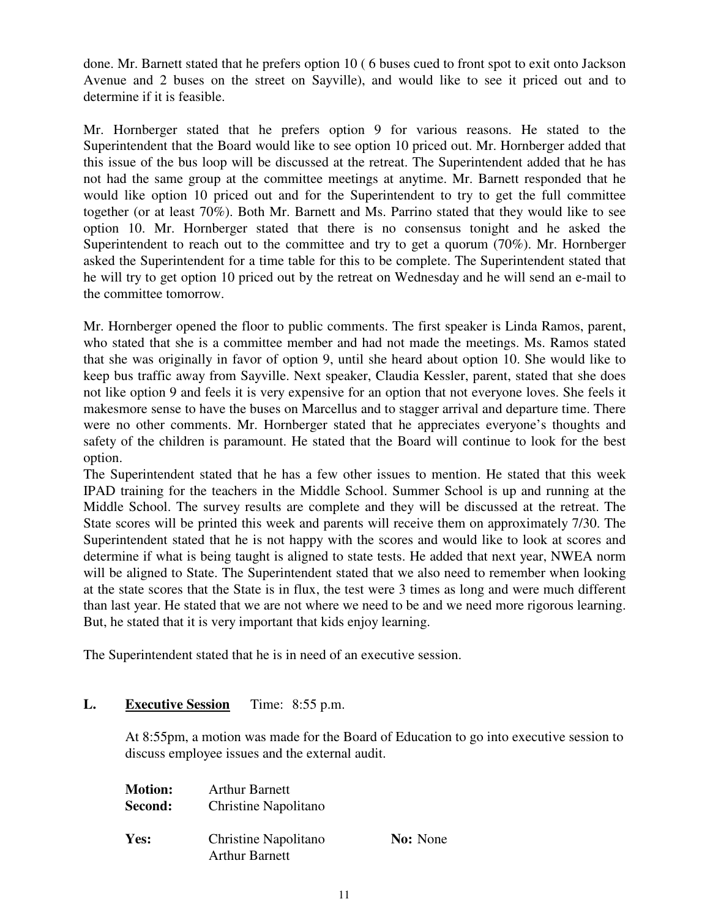done. Mr. Barnett stated that he prefers option 10 ( 6 buses cued to front spot to exit onto Jackson Avenue and 2 buses on the street on Sayville), and would like to see it priced out and to determine if it is feasible.

Mr. Hornberger stated that he prefers option 9 for various reasons. He stated to the Superintendent that the Board would like to see option 10 priced out. Mr. Hornberger added that this issue of the bus loop will be discussed at the retreat. The Superintendent added that he has not had the same group at the committee meetings at anytime. Mr. Barnett responded that he would like option 10 priced out and for the Superintendent to try to get the full committee together (or at least 70%). Both Mr. Barnett and Ms. Parrino stated that they would like to see option 10. Mr. Hornberger stated that there is no consensus tonight and he asked the Superintendent to reach out to the committee and try to get a quorum (70%). Mr. Hornberger asked the Superintendent for a time table for this to be complete. The Superintendent stated that he will try to get option 10 priced out by the retreat on Wednesday and he will send an e-mail to the committee tomorrow.

Mr. Hornberger opened the floor to public comments. The first speaker is Linda Ramos, parent, who stated that she is a committee member and had not made the meetings. Ms. Ramos stated that she was originally in favor of option 9, until she heard about option 10. She would like to keep bus traffic away from Sayville. Next speaker, Claudia Kessler, parent, stated that she does not like option 9 and feels it is very expensive for an option that not everyone loves. She feels it makesmore sense to have the buses on Marcellus and to stagger arrival and departure time. There were no other comments. Mr. Hornberger stated that he appreciates everyone's thoughts and safety of the children is paramount. He stated that the Board will continue to look for the best option.

The Superintendent stated that he has a few other issues to mention. He stated that this week IPAD training for the teachers in the Middle School. Summer School is up and running at the Middle School. The survey results are complete and they will be discussed at the retreat. The State scores will be printed this week and parents will receive them on approximately 7/30. The Superintendent stated that he is not happy with the scores and would like to look at scores and determine if what is being taught is aligned to state tests. He added that next year, NWEA norm will be aligned to State. The Superintendent stated that we also need to remember when looking at the state scores that the State is in flux, the test were 3 times as long and were much different than last year. He stated that we are not where we need to be and we need more rigorous learning. But, he stated that it is very important that kids enjoy learning.

The Superintendent stated that he is in need of an executive session.

**L. <u>Executive Session</u>** Time: 8:55 p.m.

At 8:55pm, a motion was made for the Board of Education to go into executive session to discuss employee issues and the external audit.

**Motion:** Arthur Barnett
**Second:** Christine Napolitano

**Yes:** Christine Napolitano
Arthur Barnett

**No:** None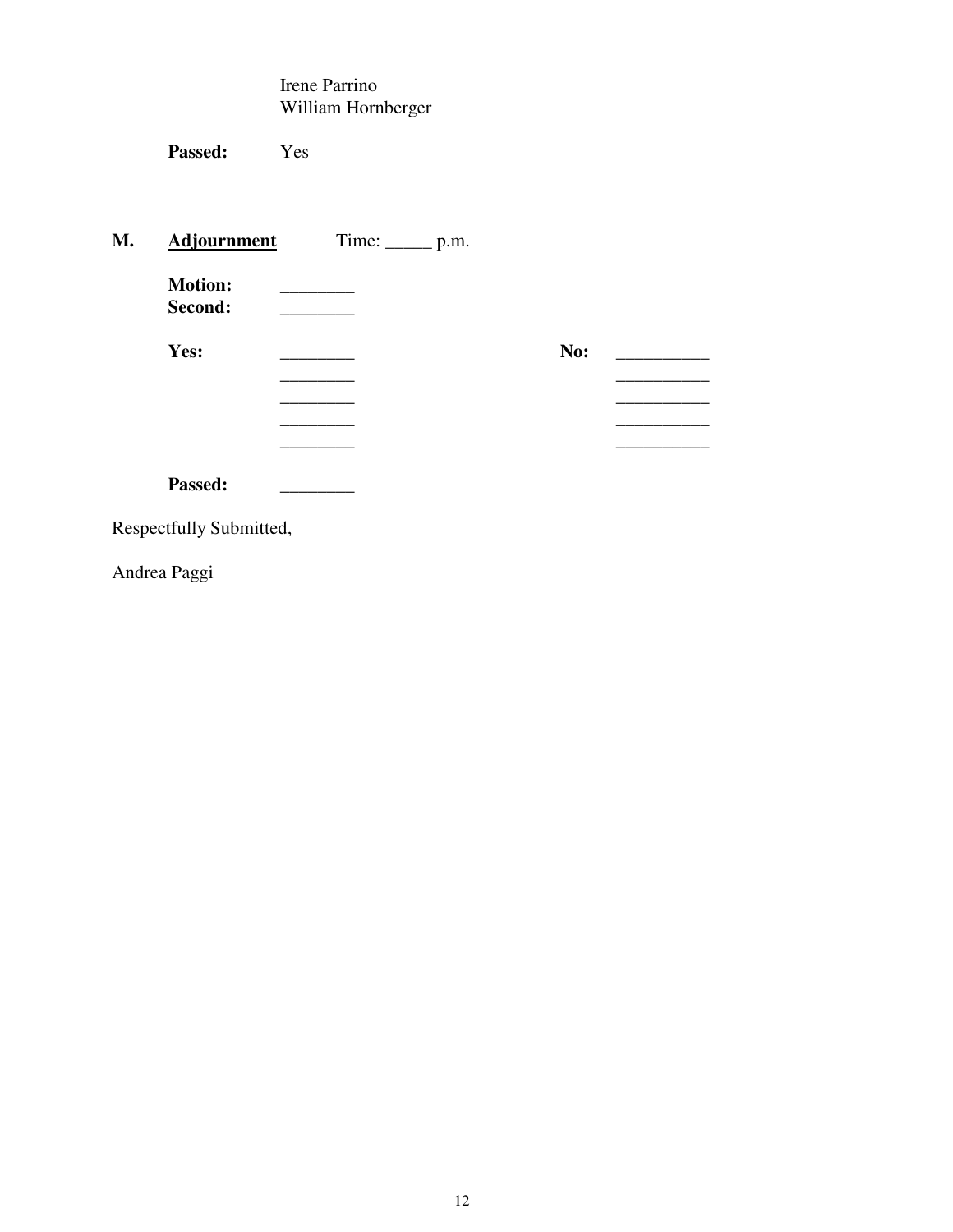Irene Parrino
William Hornberger

**Passed:** Yes

**M. <u>Adjournment</u>** Time: _____ p.m.

**Motion:** ________
**Second:** ________

| | | | |
|---|---|---|---|
| **Yes:** | ________ | **No:** | __________ |
| | ________ | | __________ |
| | ________ | | __________ |
| | ________ | | __________ |
| | ________ | | __________ |

**Passed:** ________

Respectfully Submitted,

Andrea Paggi